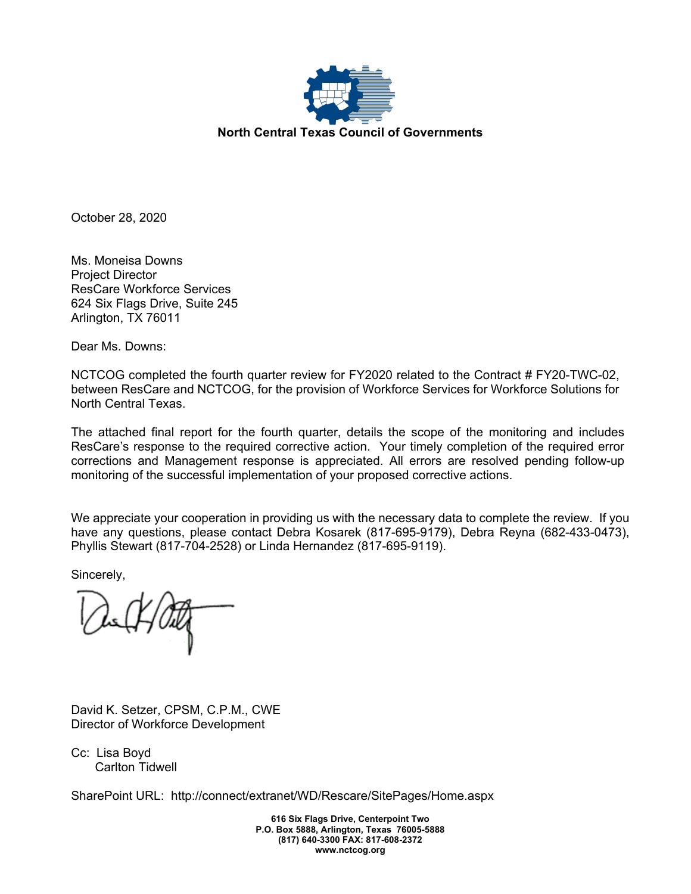**North Central Texas Council of Governments**

October 28, 2020

Ms. Moneisa Downs
Project Director
ResCare Workforce Services
624 Six Flags Drive, Suite 245
Arlington, TX 76011

Dear Ms. Downs:

NCTCOG completed the fourth quarter review for FY2020 related to the Contract # FY20-TWC-02, between ResCare and NCTCOG, for the provision of Workforce Services for Workforce Solutions for North Central Texas.

The attached final report for the fourth quarter, details the scope of the monitoring and includes ResCare's response to the required corrective action. Your timely completion of the required error corrections and Management response is appreciated. All errors are resolved pending follow-up monitoring of the successful implementation of your proposed corrective actions.

We appreciate your cooperation in providing us with the necessary data to complete the review. If you have any questions, please contact Debra Kosarek (817-695-9179), Debra Reyna (682-433-0473), Phyllis Stewart (817-704-2528) or Linda Hernandez (817-695-9119).

Sincerely,

David K. Setzer, CPSM, C.P.M., CWE
Director of Workforce Development

Cc: Lisa Boyd
Carlton Tidwell

SharePoint URL: http://connect/extranet/WD/Rescare/SitePages/Home.aspx

**616 Six Flags Drive, Centerpoint Two**
**P.O. Box 5888, Arlington, Texas 76005-5888**
**(817) 640-3300 FAX: 817-608-2372**
**www.nctcog.org**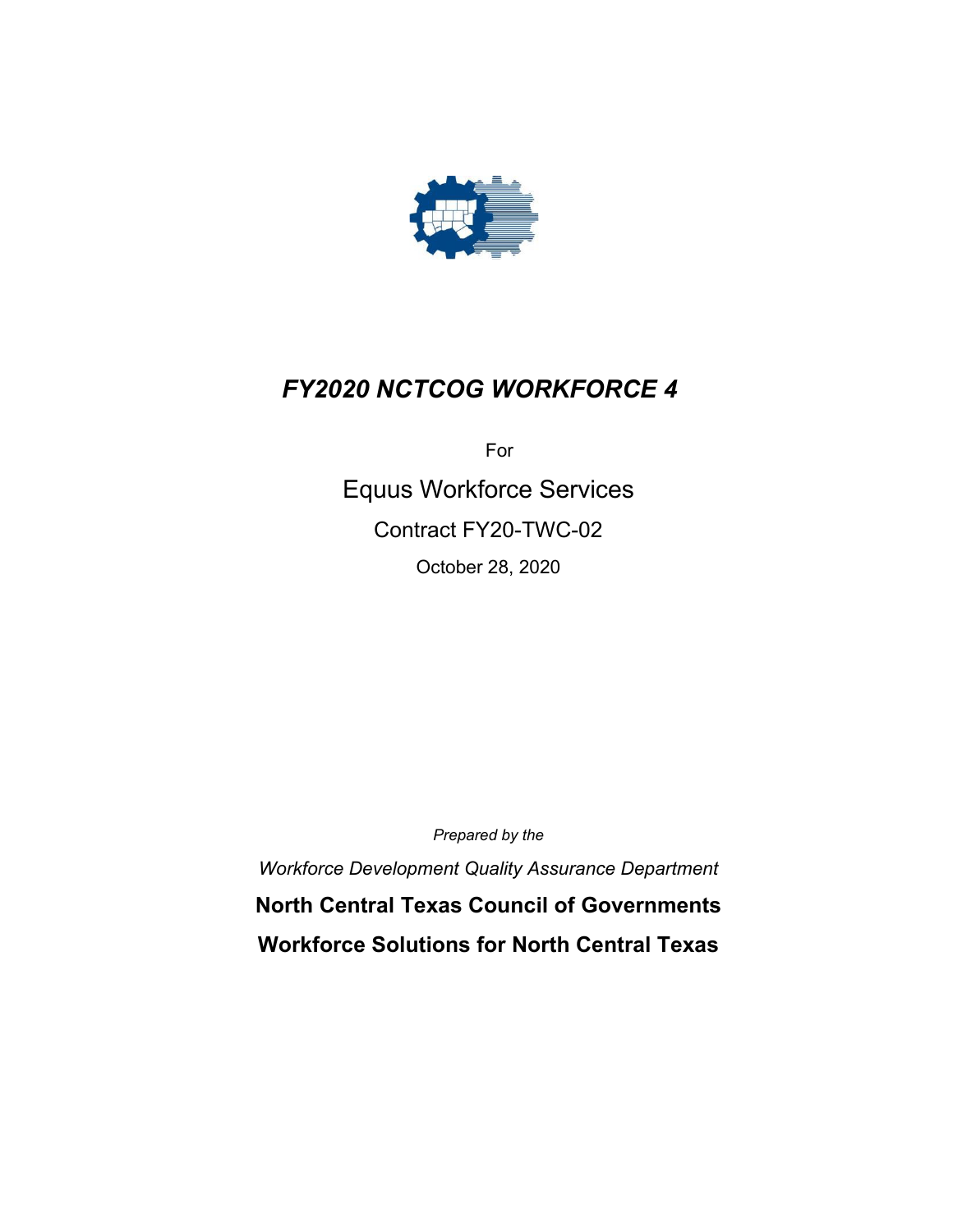# *FY2020 NCTCOG WORKFORCE 4*

For

Equus Workforce Services

Contract FY20-TWC-02

October 28, 2020

*Prepared by the*

*Workforce Development Quality Assurance Department*

**North Central Texas Council of Governments**

**Workforce Solutions for North Central Texas**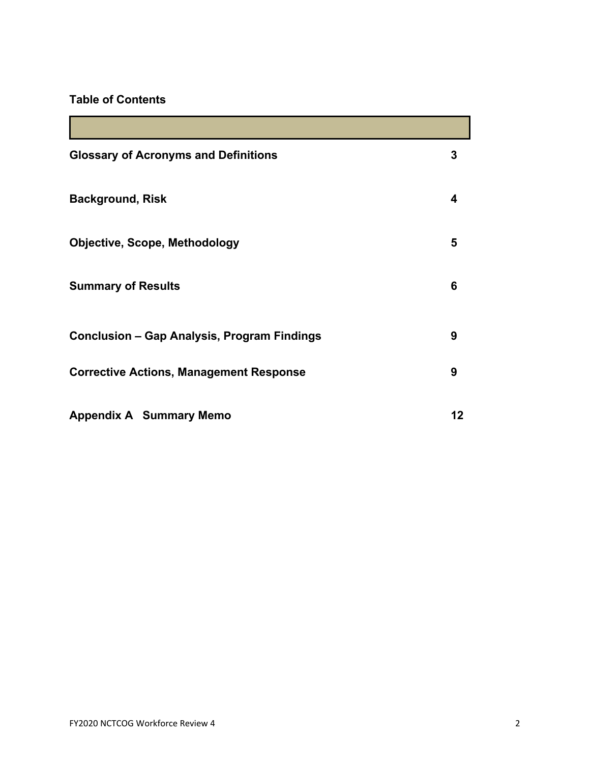**Table of Contents**

| | |
|---|---|
| **Glossary of Acronyms and Definitions** | **3** |
| **Background, Risk** | **4** |
| **Objective, Scope, Methodology** | **5** |
| **Summary of Results** | **6** |
| **Conclusion – Gap Analysis, Program Findings** | **9** |
| **Corrective Actions, Management Response** | **9** |
| **Appendix A Summary Memo** | **12** |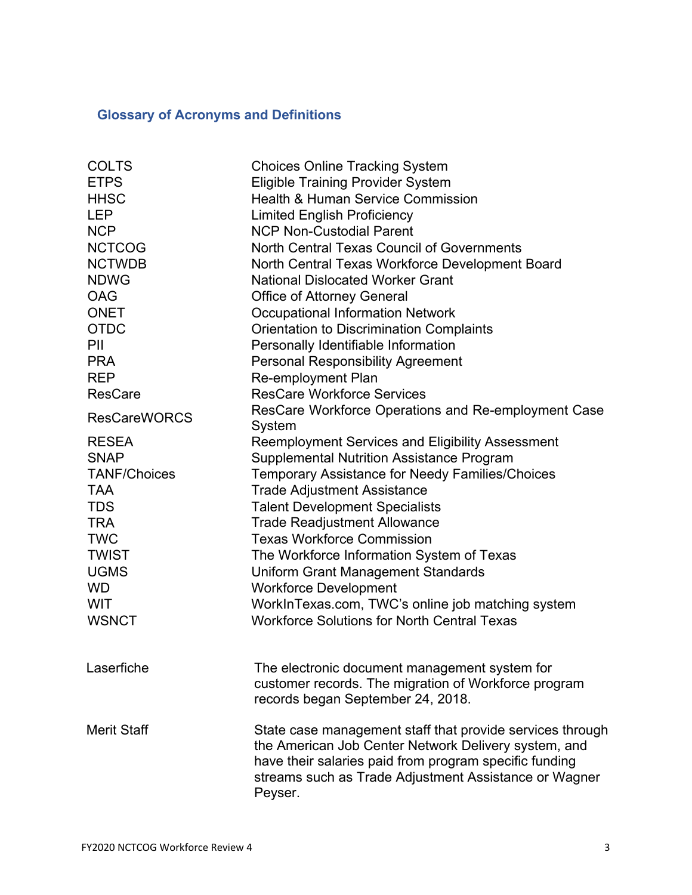## Glossary of Acronyms and Definitions

| | |
|---|---|
| COLTS | Choices Online Tracking System |
| ETPS | Eligible Training Provider System |
| HHSC | Health & Human Service Commission |
| LEP | Limited English Proficiency |
| NCP | NCP Non-Custodial Parent |
| NCTCOG | North Central Texas Council of Governments |
| NCTWDB | North Central Texas Workforce Development Board |
| NDWG | National Dislocated Worker Grant |
| OAG | Office of Attorney General |
| ONET | Occupational Information Network |
| OTDC | Orientation to Discrimination Complaints |
| PII | Personally Identifiable Information |
| PRA | Personal Responsibility Agreement |
| REP | Re-employment Plan |
| ResCare | ResCare Workforce Services |
| ResCareWORCS | ResCare Workforce Operations and Re-employment Case System |
| RESEA | Reemployment Services and Eligibility Assessment |
| SNAP | Supplemental Nutrition Assistance Program |
| TANF/Choices | Temporary Assistance for Needy Families/Choices |
| TAA | Trade Adjustment Assistance |
| TDS | Talent Development Specialists |
| TRA | Trade Readjustment Allowance |
| TWC | Texas Workforce Commission |
| TWIST | The Workforce Information System of Texas |
| UGMS | Uniform Grant Management Standards |
| WD | Workforce Development |
| WIT | WorkInTexas.com, TWC's online job matching system |
| WSNCT | Workforce Solutions for North Central Texas |

| | |
|---|---|
| Laserfiche | The electronic document management system for customer records. The migration of Workforce program records began September 24, 2018. |
| Merit Staff | State case management staff that provide services through the American Job Center Network Delivery system, and have their salaries paid from program specific funding streams such as Trade Adjustment Assistance or Wagner Peyser. |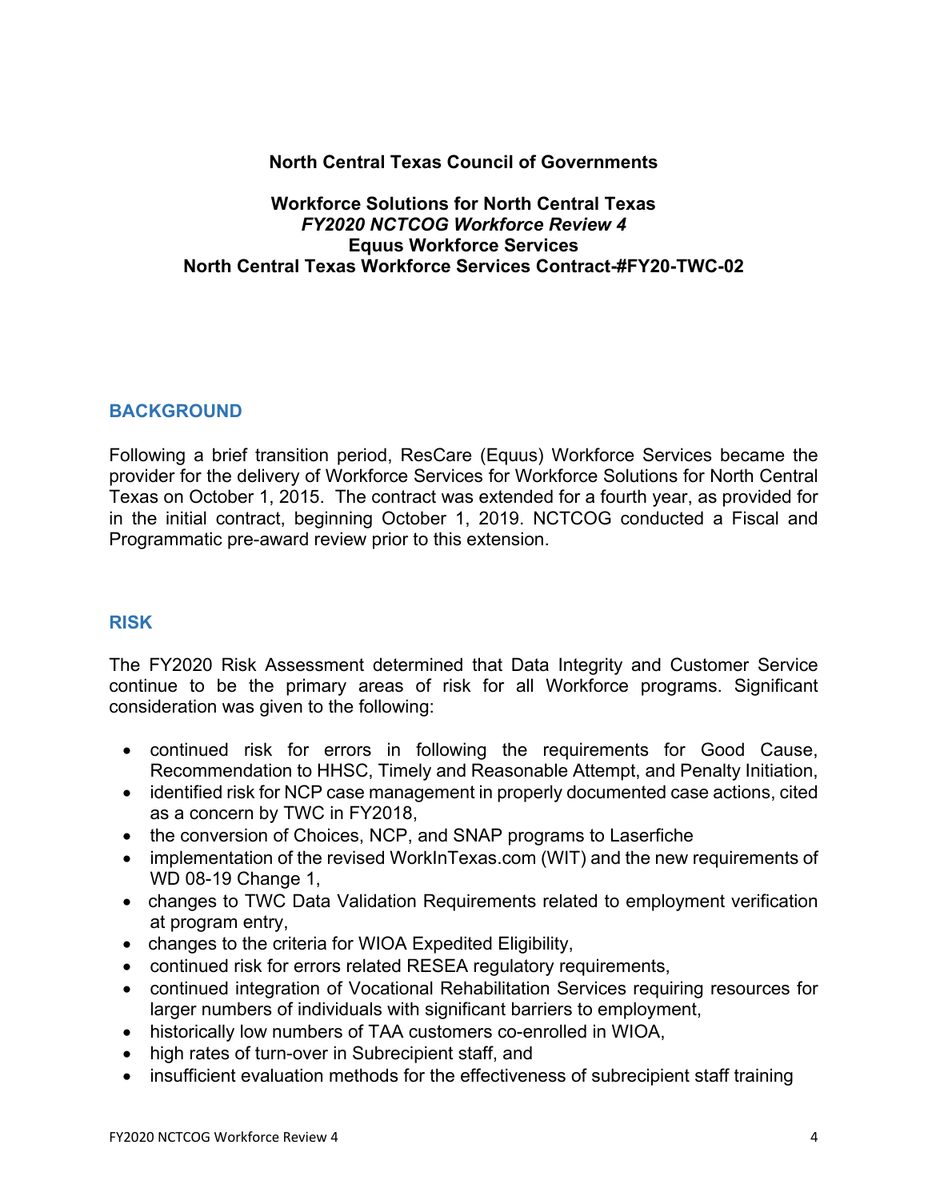**North Central Texas Council of Governments**

**Workforce Solutions for North Central Texas**
***FY2020 NCTCOG Workforce Review 4***
**Equus Workforce Services**
**North Central Texas Workforce Services Contract-#FY20-TWC-02**

## BACKGROUND

Following a brief transition period, ResCare (Equus) Workforce Services became the provider for the delivery of Workforce Services for Workforce Solutions for North Central Texas on October 1, 2015. The contract was extended for a fourth year, as provided for in the initial contract, beginning October 1, 2019. NCTCOG conducted a Fiscal and Programmatic pre-award review prior to this extension.

## RISK

The FY2020 Risk Assessment determined that Data Integrity and Customer Service continue to be the primary areas of risk for all Workforce programs. Significant consideration was given to the following:

- continued risk for errors in following the requirements for Good Cause, Recommendation to HHSC, Timely and Reasonable Attempt, and Penalty Initiation,
- identified risk for NCP case management in properly documented case actions, cited as a concern by TWC in FY2018,
- the conversion of Choices, NCP, and SNAP programs to Laserfiche
- implementation of the revised WorkInTexas.com (WIT) and the new requirements of WD 08-19 Change 1,
- changes to TWC Data Validation Requirements related to employment verification at program entry,
- changes to the criteria for WIOA Expedited Eligibility,
- continued risk for errors related RESEA regulatory requirements,
- continued integration of Vocational Rehabilitation Services requiring resources for larger numbers of individuals with significant barriers to employment,
- historically low numbers of TAA customers co-enrolled in WIOA,
- high rates of turn-over in Subrecipient staff, and
- insufficient evaluation methods for the effectiveness of subrecipient staff training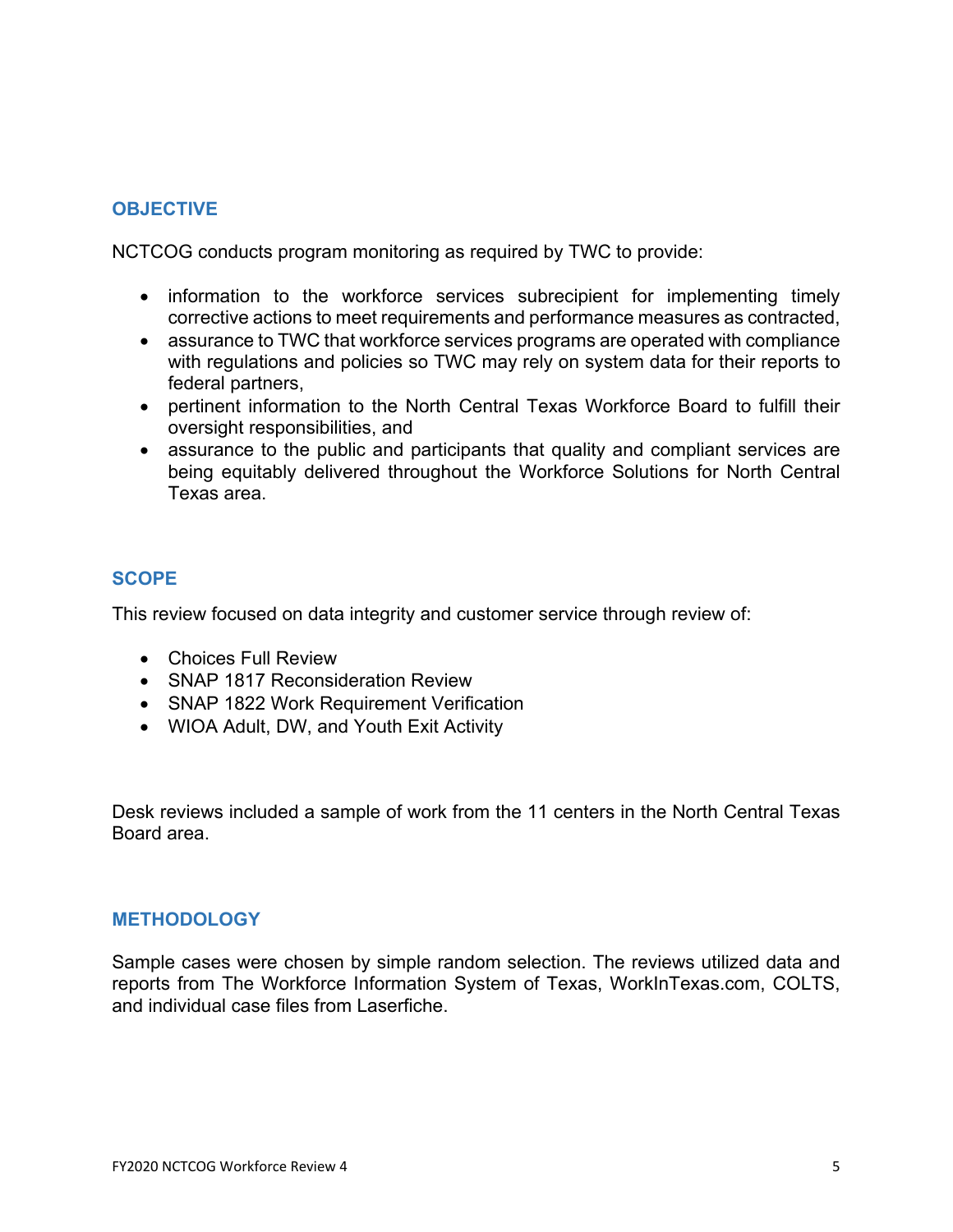## OBJECTIVE

NCTCOG conducts program monitoring as required by TWC to provide:

- information to the workforce services subrecipient for implementing timely corrective actions to meet requirements and performance measures as contracted,
- assurance to TWC that workforce services programs are operated with compliance with regulations and policies so TWC may rely on system data for their reports to federal partners,
- pertinent information to the North Central Texas Workforce Board to fulfill their oversight responsibilities, and
- assurance to the public and participants that quality and compliant services are being equitably delivered throughout the Workforce Solutions for North Central Texas area.

## SCOPE

This review focused on data integrity and customer service through review of:

- Choices Full Review
- SNAP 1817 Reconsideration Review
- SNAP 1822 Work Requirement Verification
- WIOA Adult, DW, and Youth Exit Activity

Desk reviews included a sample of work from the 11 centers in the North Central Texas Board area.

## METHODOLOGY

Sample cases were chosen by simple random selection. The reviews utilized data and reports from The Workforce Information System of Texas, WorkInTexas.com, COLTS, and individual case files from Laserfiche.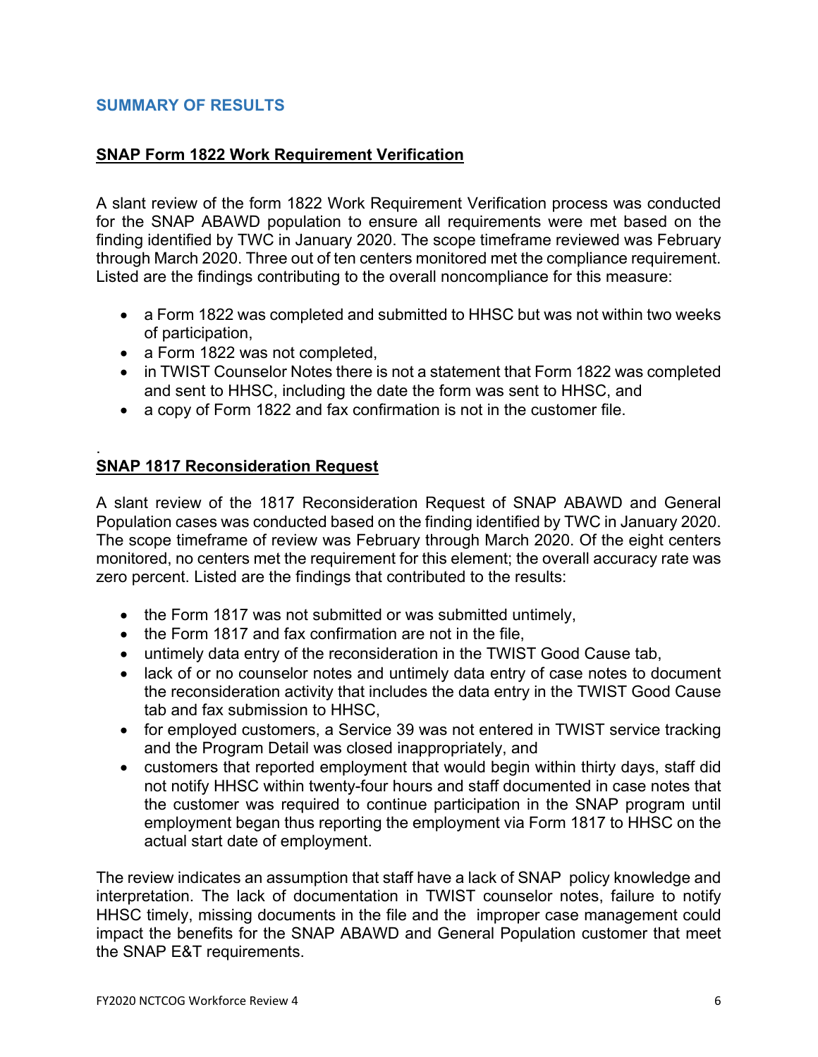## SUMMARY OF RESULTS

### SNAP Form 1822 Work Requirement Verification

A slant review of the form 1822 Work Requirement Verification process was conducted for the SNAP ABAWD population to ensure all requirements were met based on the finding identified by TWC in January 2020. The scope timeframe reviewed was February through March 2020. Three out of ten centers monitored met the compliance requirement. Listed are the findings contributing to the overall noncompliance for this measure:

- a Form 1822 was completed and submitted to HHSC but was not within two weeks of participation,
- a Form 1822 was not completed,
- in TWIST Counselor Notes there is not a statement that Form 1822 was completed and sent to HHSC, including the date the form was sent to HHSC, and
- a copy of Form 1822 and fax confirmation is not in the customer file.

.

### SNAP 1817 Reconsideration Request

A slant review of the 1817 Reconsideration Request of SNAP ABAWD and General Population cases was conducted based on the finding identified by TWC in January 2020. The scope timeframe of review was February through March 2020. Of the eight centers monitored, no centers met the requirement for this element; the overall accuracy rate was zero percent. Listed are the findings that contributed to the results:

- the Form 1817 was not submitted or was submitted untimely,
- the Form 1817 and fax confirmation are not in the file,
- untimely data entry of the reconsideration in the TWIST Good Cause tab,
- lack of or no counselor notes and untimely data entry of case notes to document the reconsideration activity that includes the data entry in the TWIST Good Cause tab and fax submission to HHSC,
- for employed customers, a Service 39 was not entered in TWIST service tracking and the Program Detail was closed inappropriately, and
- customers that reported employment that would begin within thirty days, staff did not notify HHSC within twenty-four hours and staff documented in case notes that the customer was required to continue participation in the SNAP program until employment began thus reporting the employment via Form 1817 to HHSC on the actual start date of employment.

The review indicates an assumption that staff have a lack of SNAP policy knowledge and interpretation. The lack of documentation in TWIST counselor notes, failure to notify HHSC timely, missing documents in the file and the improper case management could impact the benefits for the SNAP ABAWD and General Population customer that meet the SNAP E&T requirements.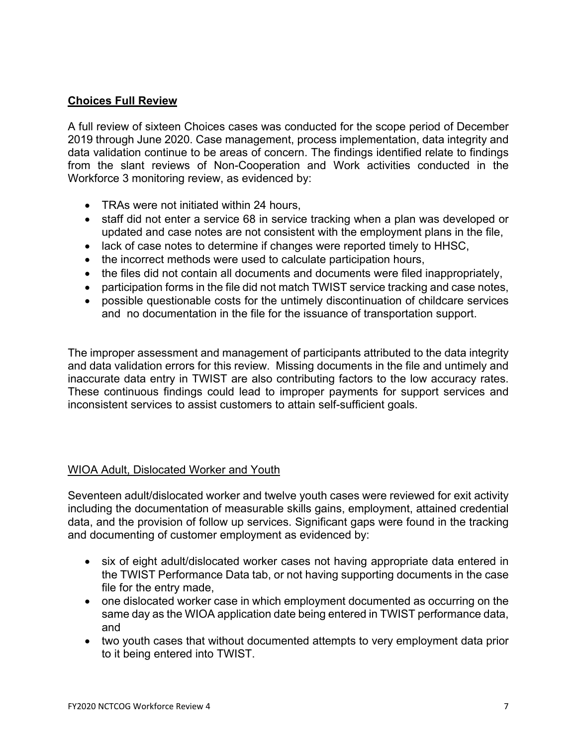## **Choices Full Review**

A full review of sixteen Choices cases was conducted for the scope period of December 2019 through June 2020. Case management, process implementation, data integrity and data validation continue to be areas of concern. The findings identified relate to findings from the slant reviews of Non-Cooperation and Work activities conducted in the Workforce 3 monitoring review, as evidenced by:

- TRAs were not initiated within 24 hours,
- staff did not enter a service 68 in service tracking when a plan was developed or updated and case notes are not consistent with the employment plans in the file,
- lack of case notes to determine if changes were reported timely to HHSC,
- the incorrect methods were used to calculate participation hours,
- the files did not contain all documents and documents were filed inappropriately,
- participation forms in the file did not match TWIST service tracking and case notes,
- possible questionable costs for the untimely discontinuation of childcare services and no documentation in the file for the issuance of transportation support.

The improper assessment and management of participants attributed to the data integrity and data validation errors for this review. Missing documents in the file and untimely and inaccurate data entry in TWIST are also contributing factors to the low accuracy rates. These continuous findings could lead to improper payments for support services and inconsistent services to assist customers to attain self-sufficient goals.

<u>WIOA Adult, Dislocated Worker and Youth</u>

Seventeen adult/dislocated worker and twelve youth cases were reviewed for exit activity including the documentation of measurable skills gains, employment, attained credential data, and the provision of follow up services. Significant gaps were found in the tracking and documenting of customer employment as evidenced by:

- six of eight adult/dislocated worker cases not having appropriate data entered in the TWIST Performance Data tab, or not having supporting documents in the case file for the entry made,
- one dislocated worker case in which employment documented as occurring on the same day as the WIOA application date being entered in TWIST performance data, and
- two youth cases that without documented attempts to very employment data prior to it being entered into TWIST.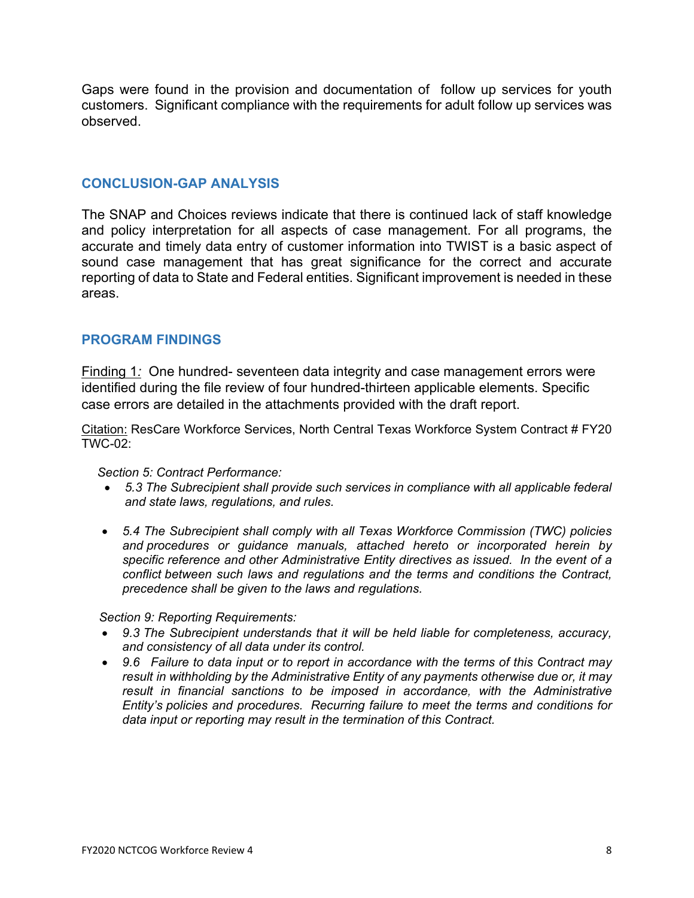Gaps were found in the provision and documentation of follow up services for youth customers. Significant compliance with the requirements for adult follow up services was observed.

## CONCLUSION-GAP ANALYSIS

The SNAP and Choices reviews indicate that there is continued lack of staff knowledge and policy interpretation for all aspects of case management. For all programs, the accurate and timely data entry of customer information into TWIST is a basic aspect of sound case management that has great significance for the correct and accurate reporting of data to State and Federal entities. Significant improvement is needed in these areas.

## PROGRAM FINDINGS

Finding 1: One hundred- seventeen data integrity and case management errors were identified during the file review of four hundred-thirteen applicable elements. Specific case errors are detailed in the attachments provided with the draft report.

Citation: ResCare Workforce Services, North Central Texas Workforce System Contract # FY20 TWC-02:

*Section 5: Contract Performance:*

- *5.3 The Subrecipient shall provide such services in compliance with all applicable federal and state laws, regulations, and rules.*
- *5.4 The Subrecipient shall comply with all Texas Workforce Commission (TWC) policies and procedures or guidance manuals, attached hereto or incorporated herein by specific reference and other Administrative Entity directives as issued. In the event of a conflict between such laws and regulations and the terms and conditions the Contract, precedence shall be given to the laws and regulations.*

*Section 9: Reporting Requirements:*

- *9.3 The Subrecipient understands that it will be held liable for completeness, accuracy, and consistency of all data under its control.*
- *9.6 Failure to data input or to report in accordance with the terms of this Contract may result in withholding by the Administrative Entity of any payments otherwise due or, it may result in financial sanctions to be imposed in accordance, with the Administrative Entity's policies and procedures. Recurring failure to meet the terms and conditions for data input or reporting may result in the termination of this Contract.*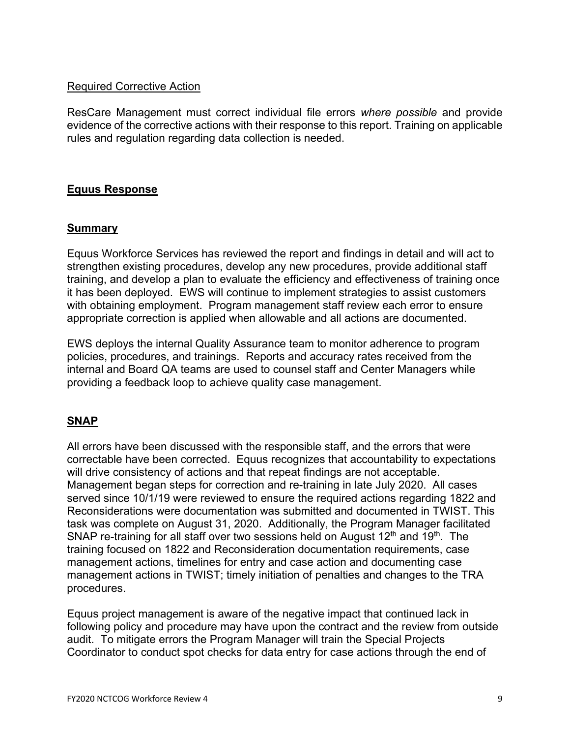Required Corrective Action

ResCare Management must correct individual file errors *where possible* and provide evidence of the corrective actions with their response to this report. Training on applicable rules and regulation regarding data collection is needed.

## **Equus Response**

### **Summary**

Equus Workforce Services has reviewed the report and findings in detail and will act to strengthen existing procedures, develop any new procedures, provide additional staff training, and develop a plan to evaluate the efficiency and effectiveness of training once it has been deployed. EWS will continue to implement strategies to assist customers with obtaining employment. Program management staff review each error to ensure appropriate correction is applied when allowable and all actions are documented.

EWS deploys the internal Quality Assurance team to monitor adherence to program policies, procedures, and trainings. Reports and accuracy rates received from the internal and Board QA teams are used to counsel staff and Center Managers while providing a feedback loop to achieve quality case management.

### **SNAP**

All errors have been discussed with the responsible staff, and the errors that were correctable have been corrected. Equus recognizes that accountability to expectations will drive consistency of actions and that repeat findings are not acceptable. Management began steps for correction and re-training in late July 2020. All cases served since 10/1/19 were reviewed to ensure the required actions regarding 1822 and Reconsiderations were documentation was submitted and documented in TWIST. This task was complete on August 31, 2020. Additionally, the Program Manager facilitated SNAP re-training for all staff over two sessions held on August 12th and 19th. The training focused on 1822 and Reconsideration documentation requirements, case management actions, timelines for entry and case action and documenting case management actions in TWIST; timely initiation of penalties and changes to the TRA procedures.

Equus project management is aware of the negative impact that continued lack in following policy and procedure may have upon the contract and the review from outside audit. To mitigate errors the Program Manager will train the Special Projects Coordinator to conduct spot checks for data entry for case actions through the end of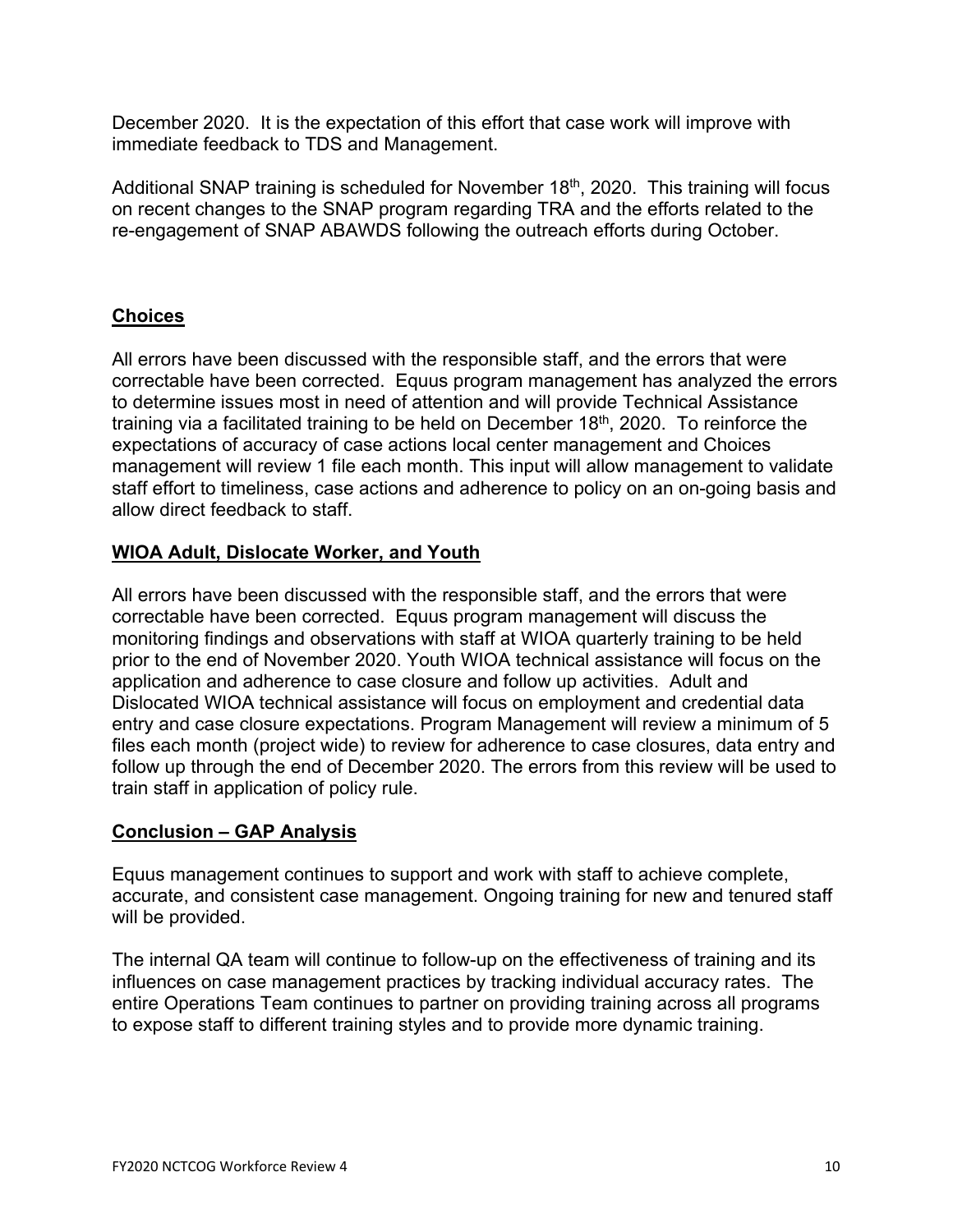December 2020. It is the expectation of this effort that case work will improve with immediate feedback to TDS and Management.

Additional SNAP training is scheduled for November 18th, 2020. This training will focus on recent changes to the SNAP program regarding TRA and the efforts related to the re-engagement of SNAP ABAWDS following the outreach efforts during October.

## **Choices**

All errors have been discussed with the responsible staff, and the errors that were correctable have been corrected. Equus program management has analyzed the errors to determine issues most in need of attention and will provide Technical Assistance training via a facilitated training to be held on December 18th, 2020. To reinforce the expectations of accuracy of case actions local center management and Choices management will review 1 file each month. This input will allow management to validate staff effort to timeliness, case actions and adherence to policy on an on-going basis and allow direct feedback to staff.

## **WIOA Adult, Dislocate Worker, and Youth**

All errors have been discussed with the responsible staff, and the errors that were correctable have been corrected. Equus program management will discuss the monitoring findings and observations with staff at WIOA quarterly training to be held prior to the end of November 2020. Youth WIOA technical assistance will focus on the application and adherence to case closure and follow up activities. Adult and Dislocated WIOA technical assistance will focus on employment and credential data entry and case closure expectations. Program Management will review a minimum of 5 files each month (project wide) to review for adherence to case closures, data entry and follow up through the end of December 2020. The errors from this review will be used to train staff in application of policy rule.

## **Conclusion – GAP Analysis**

Equus management continues to support and work with staff to achieve complete, accurate, and consistent case management. Ongoing training for new and tenured staff will be provided.

The internal QA team will continue to follow-up on the effectiveness of training and its influences on case management practices by tracking individual accuracy rates. The entire Operations Team continues to partner on providing training across all programs to expose staff to different training styles and to provide more dynamic training.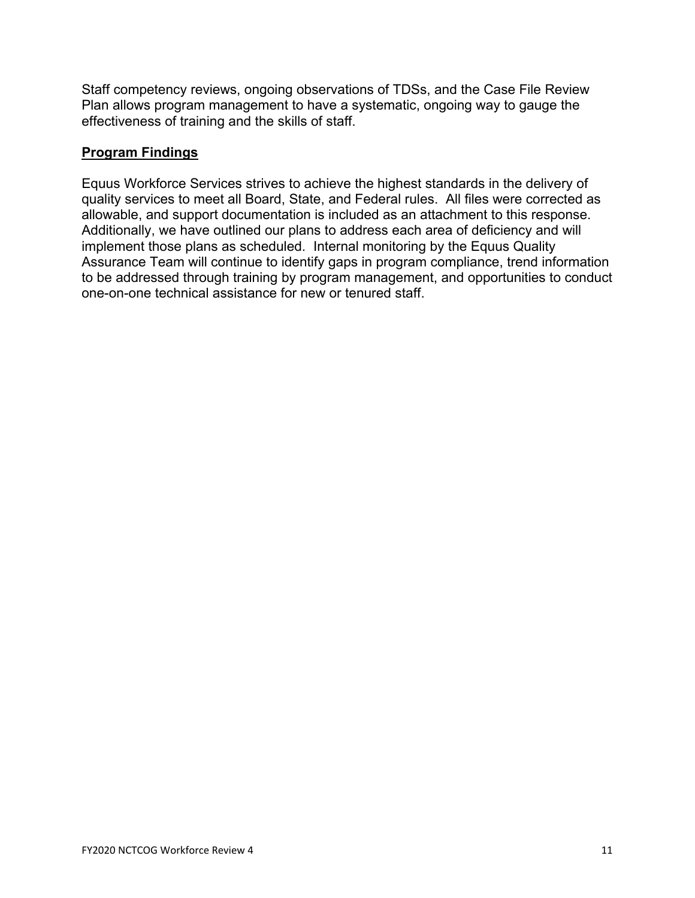Staff competency reviews, ongoing observations of TDSs, and the Case File Review Plan allows program management to have a systematic, ongoing way to gauge the effectiveness of training and the skills of staff.

## **Program Findings**

Equus Workforce Services strives to achieve the highest standards in the delivery of quality services to meet all Board, State, and Federal rules. All files were corrected as allowable, and support documentation is included as an attachment to this response. Additionally, we have outlined our plans to address each area of deficiency and will implement those plans as scheduled. Internal monitoring by the Equus Quality Assurance Team will continue to identify gaps in program compliance, trend information to be addressed through training by program management, and opportunities to conduct one-on-one technical assistance for new or tenured staff.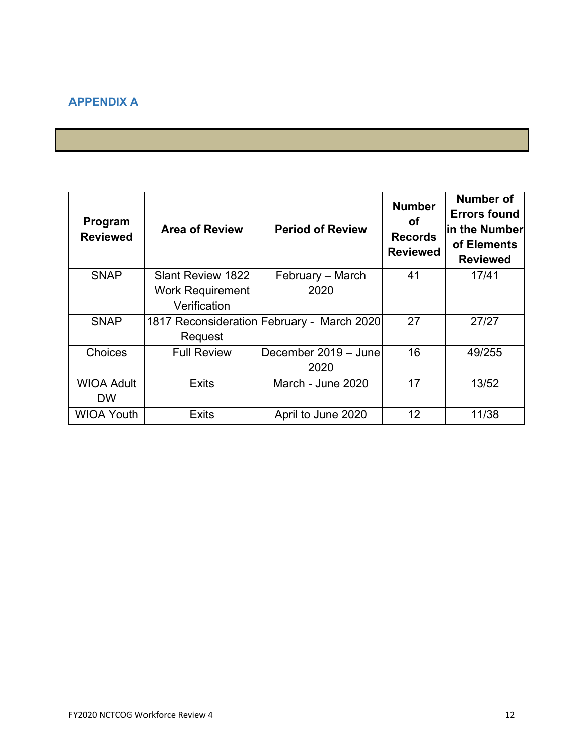## APPENDIX A

| Program Reviewed | Area of Review | Period of Review | Number of Records Reviewed | Number of Errors found in the Number of Elements Reviewed |
|---|---|---|---|---|
| SNAP | Slant Review 1822 Work Requirement Verification | February – March 2020 | 41 | 17/41 |
| SNAP | 1817 Reconsideration Request | February - March 2020 | 27 | 27/27 |
| Choices | Full Review | December 2019 – June 2020 | 16 | 49/255 |
| WIOA Adult DW | Exits | March - June 2020 | 17 | 13/52 |
| WIOA Youth | Exits | April to June 2020 | 12 | 11/38 |